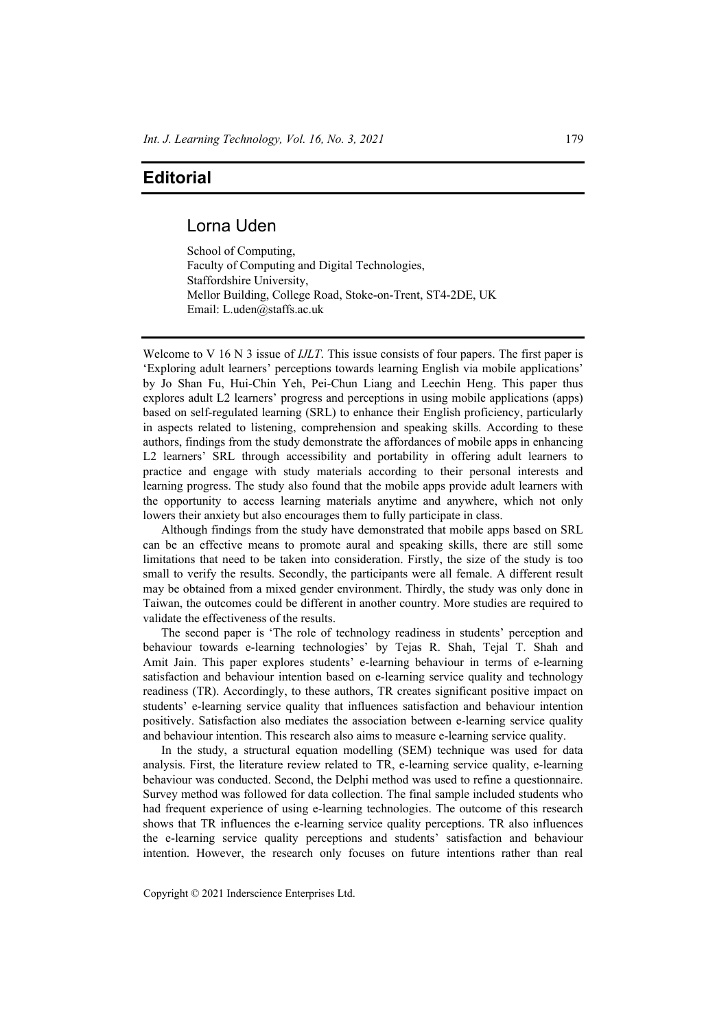# Editorial

## Lorna Uden

School of Computing,
Faculty of Computing and Digital Technologies,
Staffordshire University,
Mellor Building, College Road, Stoke-on-Trent, ST4-2DE, UK
Email: L.uden@staffs.ac.uk

Welcome to V 16 N 3 issue of *IJLT*. This issue consists of four papers. The first paper is 'Exploring adult learners' perceptions towards learning English via mobile applications' by Jo Shan Fu, Hui-Chin Yeh, Pei-Chun Liang and Leechin Heng. This paper thus explores adult L2 learners' progress and perceptions in using mobile applications (apps) based on self-regulated learning (SRL) to enhance their English proficiency, particularly in aspects related to listening, comprehension and speaking skills. According to these authors, findings from the study demonstrate the affordances of mobile apps in enhancing L2 learners' SRL through accessibility and portability in offering adult learners to practice and engage with study materials according to their personal interests and learning progress. The study also found that the mobile apps provide adult learners with the opportunity to access learning materials anytime and anywhere, which not only lowers their anxiety but also encourages them to fully participate in class.

Although findings from the study have demonstrated that mobile apps based on SRL can be an effective means to promote aural and speaking skills, there are still some limitations that need to be taken into consideration. Firstly, the size of the study is too small to verify the results. Secondly, the participants were all female. A different result may be obtained from a mixed gender environment. Thirdly, the study was only done in Taiwan, the outcomes could be different in another country. More studies are required to validate the effectiveness of the results.

The second paper is 'The role of technology readiness in students' perception and behaviour towards e-learning technologies' by Tejas R. Shah, Tejal T. Shah and Amit Jain. This paper explores students' e-learning behaviour in terms of e-learning satisfaction and behaviour intention based on e-learning service quality and technology readiness (TR). Accordingly, to these authors, TR creates significant positive impact on students' e-learning service quality that influences satisfaction and behaviour intention positively. Satisfaction also mediates the association between e-learning service quality and behaviour intention. This research also aims to measure e-learning service quality.

In the study, a structural equation modelling (SEM) technique was used for data analysis. First, the literature review related to TR, e-learning service quality, e-learning behaviour was conducted. Second, the Delphi method was used to refine a questionnaire. Survey method was followed for data collection. The final sample included students who had frequent experience of using e-learning technologies. The outcome of this research shows that TR influences the e-learning service quality perceptions. TR also influences the e-learning service quality perceptions and students' satisfaction and behaviour intention. However, the research only focuses on future intentions rather than real

Copyright © 2021 Inderscience Enterprises Ltd.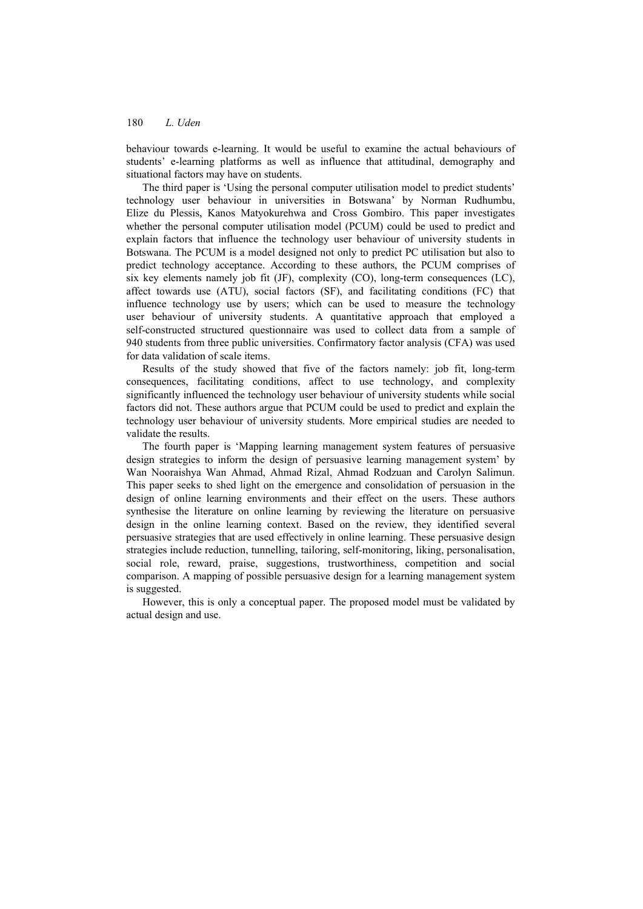behaviour towards e-learning. It would be useful to examine the actual behaviours of students' e-learning platforms as well as influence that attitudinal, demography and situational factors may have on students.

The third paper is 'Using the personal computer utilisation model to predict students' technology user behaviour in universities in Botswana' by Norman Rudhumbu, Elize du Plessis, Kanos Matyokurehwa and Cross Gombiro. This paper investigates whether the personal computer utilisation model (PCUM) could be used to predict and explain factors that influence the technology user behaviour of university students in Botswana. The PCUM is a model designed not only to predict PC utilisation but also to predict technology acceptance. According to these authors, the PCUM comprises of six key elements namely job fit (JF), complexity (CO), long-term consequences (LC), affect towards use (ATU), social factors (SF), and facilitating conditions (FC) that influence technology use by users; which can be used to measure the technology user behaviour of university students. A quantitative approach that employed a self-constructed structured questionnaire was used to collect data from a sample of 940 students from three public universities. Confirmatory factor analysis (CFA) was used for data validation of scale items.

Results of the study showed that five of the factors namely: job fit, long-term consequences, facilitating conditions, affect to use technology, and complexity significantly influenced the technology user behaviour of university students while social factors did not. These authors argue that PCUM could be used to predict and explain the technology user behaviour of university students. More empirical studies are needed to validate the results.

The fourth paper is 'Mapping learning management system features of persuasive design strategies to inform the design of persuasive learning management system' by Wan Nooraishya Wan Ahmad, Ahmad Rizal, Ahmad Rodzuan and Carolyn Salimun. This paper seeks to shed light on the emergence and consolidation of persuasion in the design of online learning environments and their effect on the users. These authors synthesise the literature on online learning by reviewing the literature on persuasive design in the online learning context. Based on the review, they identified several persuasive strategies that are used effectively in online learning. These persuasive design strategies include reduction, tunnelling, tailoring, self-monitoring, liking, personalisation, social role, reward, praise, suggestions, trustworthiness, competition and social comparison. A mapping of possible persuasive design for a learning management system is suggested.

However, this is only a conceptual paper. The proposed model must be validated by actual design and use.